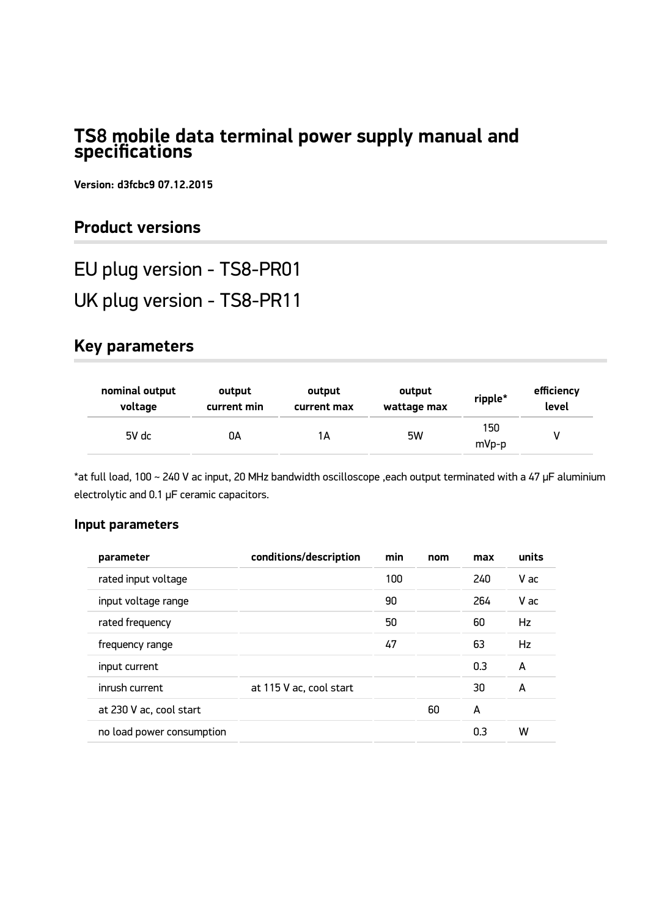# TS8 mobile data terminal power supply manual and specifications

**Version: d3fcbc9 07.12.2015**

## Product versions

EU plug version - TS8-PR01

UK plug version - TS8-PR11

## Key parameters

| nominal output voltage | output current min | output current max | output wattage max | ripple* | efficiency level |
|---|---|---|---|---|---|
| 5V dc | 0A | 1A | 5W | 150 mVp-p | V |

*at full load, 100 ~ 240 V ac input, 20 MHz bandwidth oscilloscope ,each output terminated with a 47 μF aluminium electrolytic and 0.1 μF ceramic capacitors.

### Input parameters

| parameter | conditions/description | min | nom | max | units |
|---|---|---|---|---|---|
| rated input voltage | | 100 | | 240 | V ac |
| input voltage range | | 90 | | 264 | V ac |
| rated frequency | | 50 | | 60 | Hz |
| frequency range | | 47 | | 63 | Hz |
| input current | | | | 0.3 | A |
| inrush current | at 115 V ac, cool start | | | 30 | A |
| at 230 V ac, cool start | | | 60 | A | |
| no load power consumption | | | | 0.3 | W |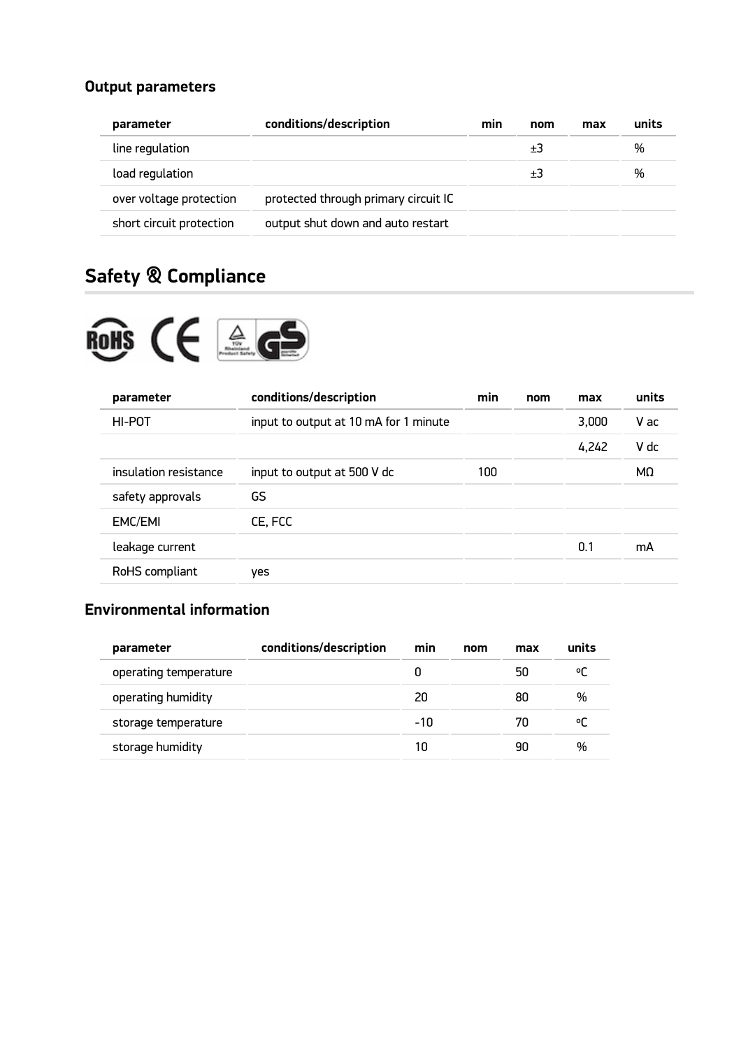### Output parameters

| parameter | conditions/description | min | nom | max | units |
|---|---|---|---|---|---|
| line regulation | | | ±3 | | % |
| load regulation | | | ±3 | | % |
| over voltage protection | protected through primary circuit IC | | | | |
| short circuit protection | output shut down and auto restart | | | | |

## Safety & Compliance

| parameter | conditions/description | min | nom | max | units |
|---|---|---|---|---|---|
| HI-POT | input to output at 10 mA for 1 minute | | | 3,000 | V ac |
| | | | | 4,242 | V dc |
| insulation resistance | input to output at 500 V dc | 100 | | | MΩ |
| safety approvals | GS | | | | |
| EMC/EMI | CE, FCC | | | | |
| leakage current | | | | 0.1 | mA |
| RoHS compliant | yes | | | | |

### Environmental information

| parameter | conditions/description | min | nom | max | units |
|---|---|---|---|---|---|
| operating temperature | | 0 | | 50 | °C |
| operating humidity | | 20 | | 80 | % |
| storage temperature | | -10 | | 70 | °C |
| storage humidity | | 10 | | 90 | % |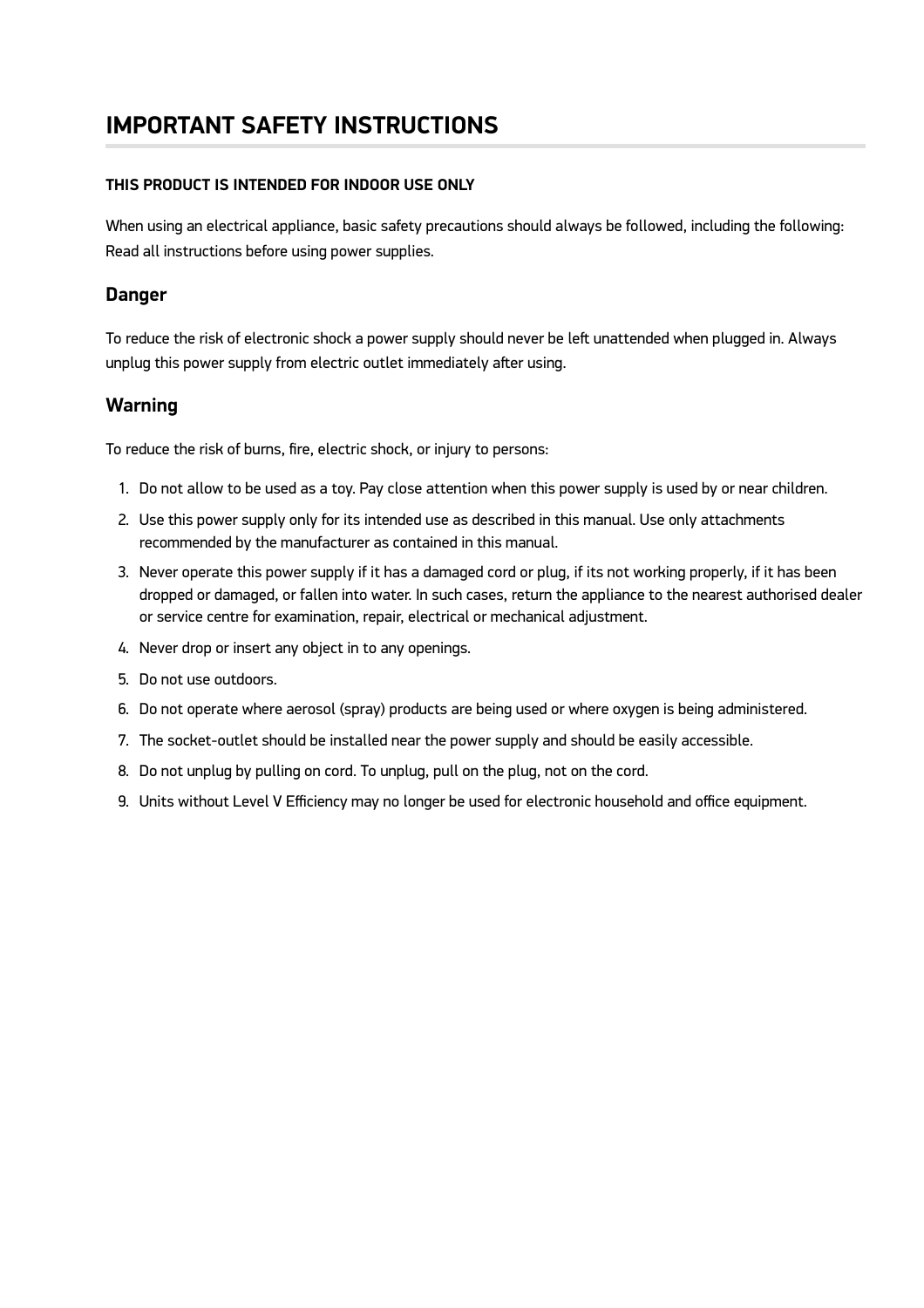# IMPORTANT SAFETY INSTRUCTIONS

**THIS PRODUCT IS INTENDED FOR INDOOR USE ONLY**

When using an electrical appliance, basic safety precautions should always be followed, including the following: Read all instructions before using power supplies.

## Danger

To reduce the risk of electronic shock a power supply should never be left unattended when plugged in. Always unplug this power supply from electric outlet immediately after using.

## Warning

To reduce the risk of burns, fire, electric shock, or injury to persons:

1. Do not allow to be used as a toy. Pay close attention when this power supply is used by or near children.
2. Use this power supply only for its intended use as described in this manual. Use only attachments recommended by the manufacturer as contained in this manual.
3. Never operate this power supply if it has a damaged cord or plug, if its not working properly, if it has been dropped or damaged, or fallen into water. In such cases, return the appliance to the nearest authorised dealer or service centre for examination, repair, electrical or mechanical adjustment.
4. Never drop or insert any object in to any openings.
5. Do not use outdoors.
6. Do not operate where aerosol (spray) products are being used or where oxygen is being administered.
7. The socket-outlet should be installed near the power supply and should be easily accessible.
8. Do not unplug by pulling on cord. To unplug, pull on the plug, not on the cord.
9. Units without Level V Efficiency may no longer be used for electronic household and office equipment.